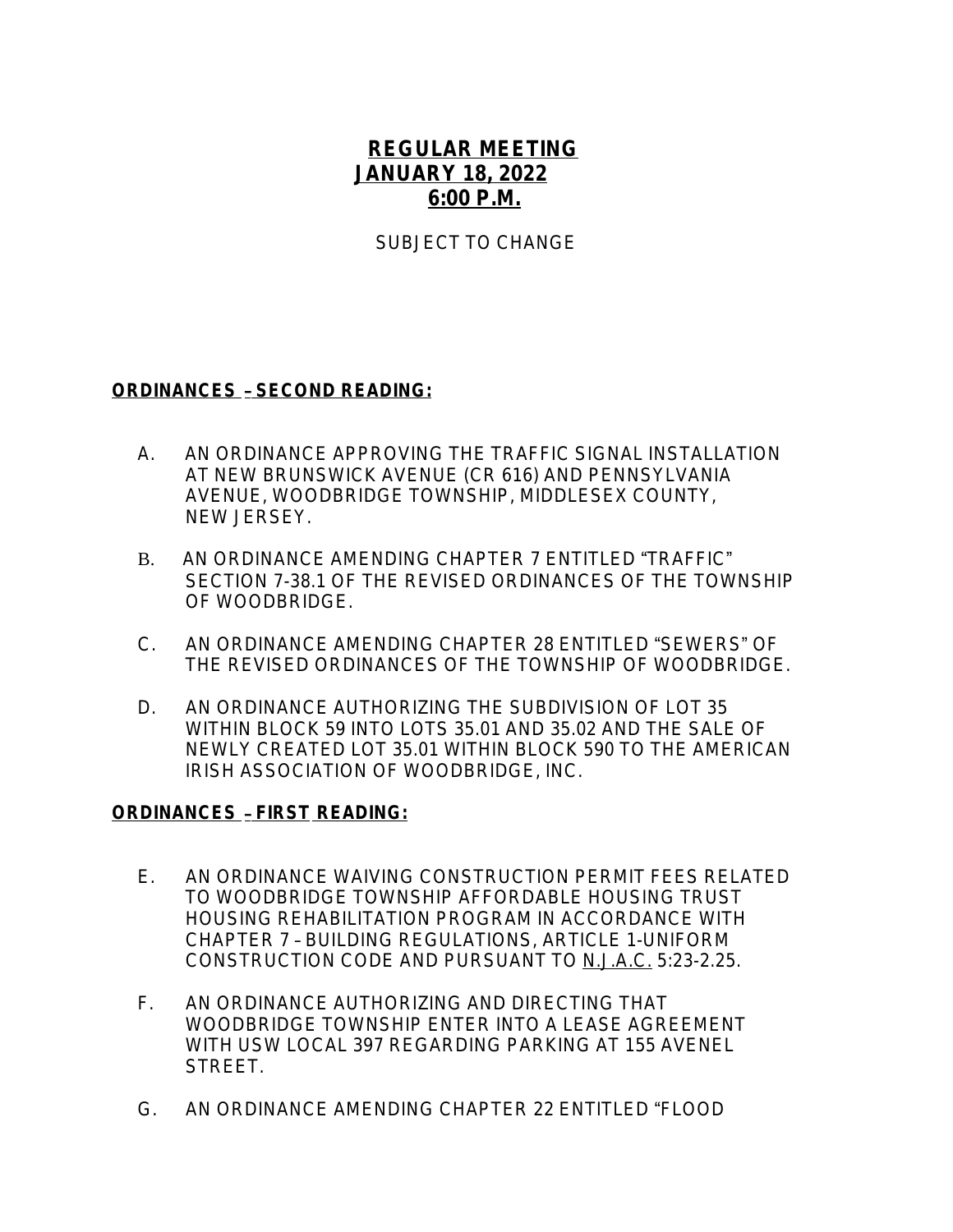# **REGULAR MEETING**
## **JANUARY 18, 2022**
## **6:00 P.M.**

SUBJECT TO CHANGE

### **ORDINANCES – SECOND READING:**

A. AN ORDINANCE APPROVING THE TRAFFIC SIGNAL INSTALLATION AT NEW BRUNSWICK AVENUE (CR 616) AND PENNSYLVANIA AVENUE, WOODBRIDGE TOWNSHIP, MIDDLESEX COUNTY, NEW JERSEY.

B. AN ORDINANCE AMENDING CHAPTER 7 ENTITLED "TRAFFIC" SECTION 7-38.1 OF THE REVISED ORDINANCES OF THE TOWNSHIP OF WOODBRIDGE.

C. AN ORDINANCE AMENDING CHAPTER 28 ENTITLED "SEWERS" OF THE REVISED ORDINANCES OF THE TOWNSHIP OF WOODBRIDGE.

D. AN ORDINANCE AUTHORIZING THE SUBDIVISION OF LOT 35 WITHIN BLOCK 59 INTO LOTS 35.01 AND 35.02 AND THE SALE OF NEWLY CREATED LOT 35.01 WITHIN BLOCK 590 TO THE AMERICAN IRISH ASSOCIATION OF WOODBRIDGE, INC.

### **ORDINANCES – FIRST READING:**

E. AN ORDINANCE WAIVING CONSTRUCTION PERMIT FEES RELATED TO WOODBRIDGE TOWNSHIP AFFORDABLE HOUSING TRUST HOUSING REHABILITATION PROGRAM IN ACCORDANCE WITH CHAPTER 7 – BUILDING REGULATIONS, ARTICLE 1-UNIFORM CONSTRUCTION CODE AND PURSUANT TO N.J.A.C. 5:23-2.25.

F. AN ORDINANCE AUTHORIZING AND DIRECTING THAT WOODBRIDGE TOWNSHIP ENTER INTO A LEASE AGREEMENT WITH USW LOCAL 397 REGARDING PARKING AT 155 AVENEL STREET.

G. AN ORDINANCE AMENDING CHAPTER 22 ENTITLED "FLOOD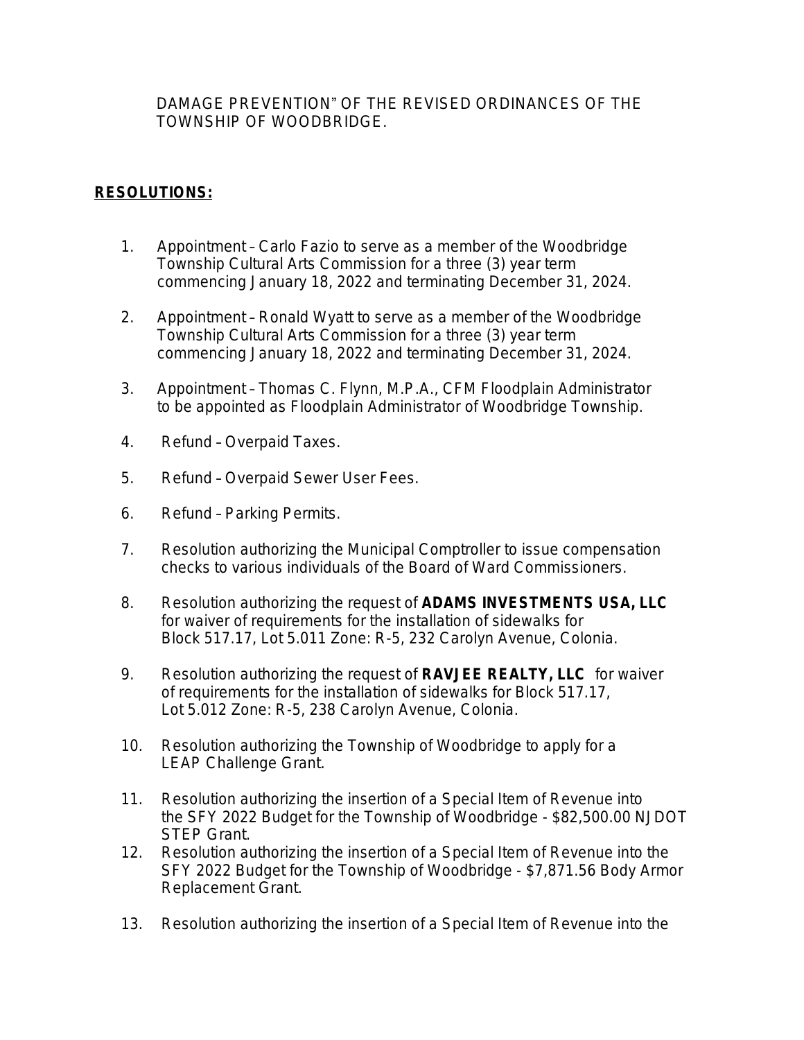DAMAGE PREVENTION" OF THE REVISED ORDINANCES OF THE TOWNSHIP OF WOODBRIDGE.

**RESOLUTIONS:**

1. Appointment – Carlo Fazio to serve as a member of the Woodbridge Township Cultural Arts Commission for a three (3) year term commencing January 18, 2022 and terminating December 31, 2024.

2. Appointment – Ronald Wyatt to serve as a member of the Woodbridge Township Cultural Arts Commission for a three (3) year term commencing January 18, 2022 and terminating December 31, 2024.

3. Appointment – Thomas C. Flynn, M.P.A., CFM Floodplain Administrator to be appointed as Floodplain Administrator of Woodbridge Township.

4. Refund – Overpaid Taxes.

5. Refund – Overpaid Sewer User Fees.

6. Refund – Parking Permits.

7. Resolution authorizing the Municipal Comptroller to issue compensation checks to various individuals of the Board of Ward Commissioners.

8. Resolution authorizing the request of **ADAMS INVESTMENTS USA, LLC** for waiver of requirements for the installation of sidewalks for Block 517.17, Lot 5.011 Zone: R-5, 232 Carolyn Avenue, Colonia.

9. Resolution authorizing the request of **RAVJEE REALTY, LLC** for waiver of requirements for the installation of sidewalks for Block 517.17, Lot 5.012 Zone: R-5, 238 Carolyn Avenue, Colonia.

10. Resolution authorizing the Township of Woodbridge to apply for a LEAP Challenge Grant.

11. Resolution authorizing the insertion of a Special Item of Revenue into the SFY 2022 Budget for the Township of Woodbridge - $82,500.00 NJDOT STEP Grant.

12. Resolution authorizing the insertion of a Special Item of Revenue into the SFY 2022 Budget for the Township of Woodbridge - $7,871.56 Body Armor Replacement Grant.

13. Resolution authorizing the insertion of a Special Item of Revenue into the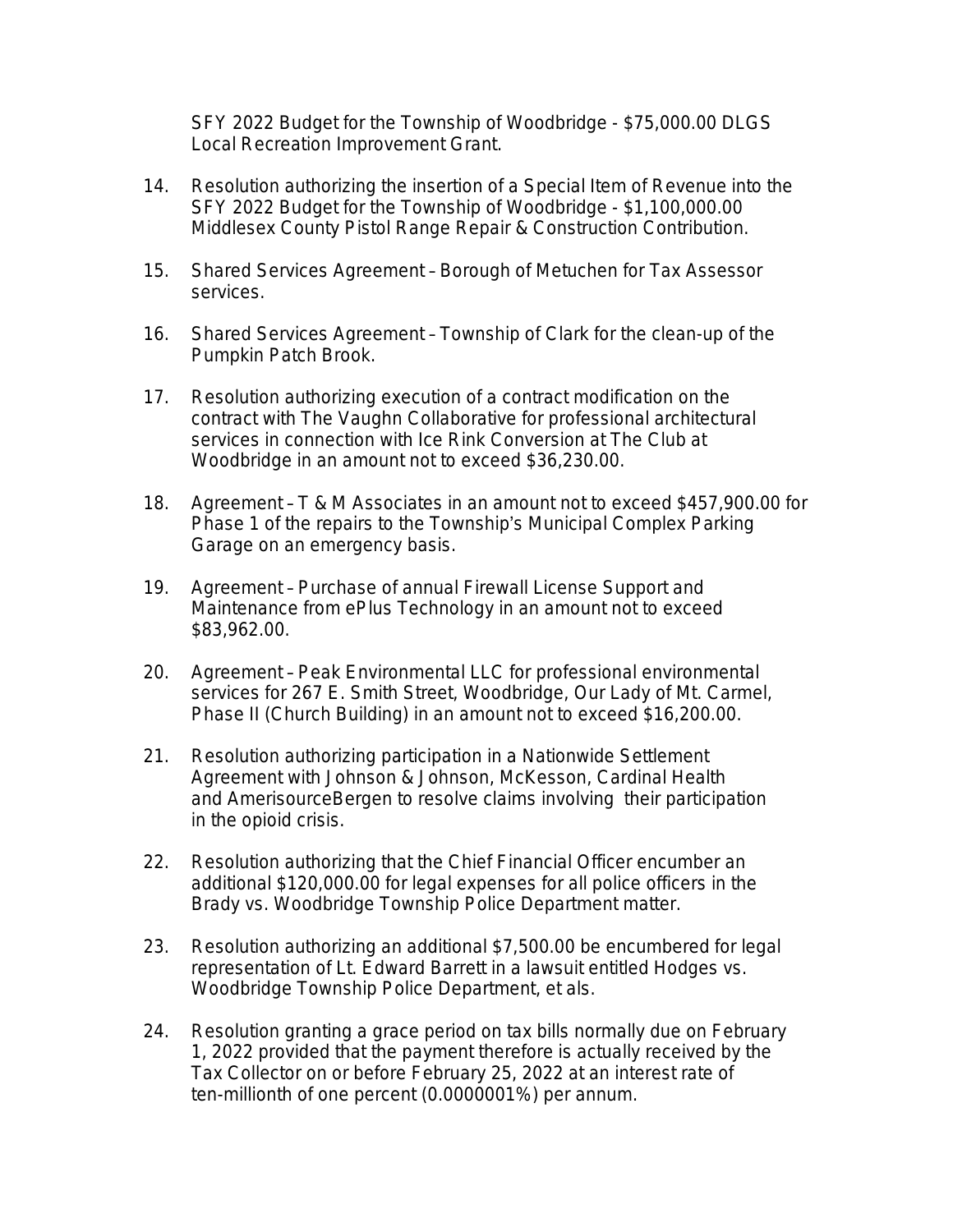SFY 2022 Budget for the Township of Woodbridge - $75,000.00 DLGS Local Recreation Improvement Grant.

14. Resolution authorizing the insertion of a Special Item of Revenue into the SFY 2022 Budget for the Township of Woodbridge - $1,100,000.00 Middlesex County Pistol Range Repair & Construction Contribution.

15. Shared Services Agreement – Borough of Metuchen for Tax Assessor services.

16. Shared Services Agreement – Township of Clark for the clean-up of the Pumpkin Patch Brook.

17. Resolution authorizing execution of a contract modification on the contract with The Vaughn Collaborative for professional architectural services in connection with Ice Rink Conversion at The Club at Woodbridge in an amount not to exceed $36,230.00.

18. Agreement – T & M Associates in an amount not to exceed $457,900.00 for Phase 1 of the repairs to the Township's Municipal Complex Parking Garage on an emergency basis.

19. Agreement – Purchase of annual Firewall License Support and Maintenance from ePlus Technology in an amount not to exceed $83,962.00.

20. Agreement – Peak Environmental LLC for professional environmental services for 267 E. Smith Street, Woodbridge, Our Lady of Mt. Carmel, Phase II (Church Building) in an amount not to exceed $16,200.00.

21. Resolution authorizing participation in a Nationwide Settlement Agreement with Johnson & Johnson, McKesson, Cardinal Health and AmerisourceBergen to resolve claims involving their participation in the opioid crisis.

22. Resolution authorizing that the Chief Financial Officer encumber an additional $120,000.00 for legal expenses for all police officers in the Brady vs. Woodbridge Township Police Department matter.

23. Resolution authorizing an additional $7,500.00 be encumbered for legal representation of Lt. Edward Barrett in a lawsuit entitled Hodges vs. Woodbridge Township Police Department, et als.

24. Resolution granting a grace period on tax bills normally due on February 1, 2022 provided that the payment therefore is actually received by the Tax Collector on or before February 25, 2022 at an interest rate of ten-millionth of one percent (0.0000001%) per annum.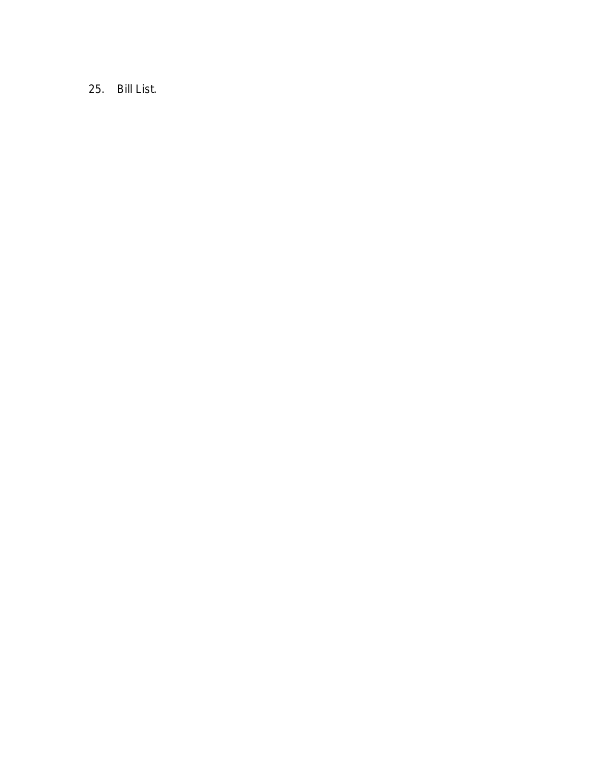25. Bill List.